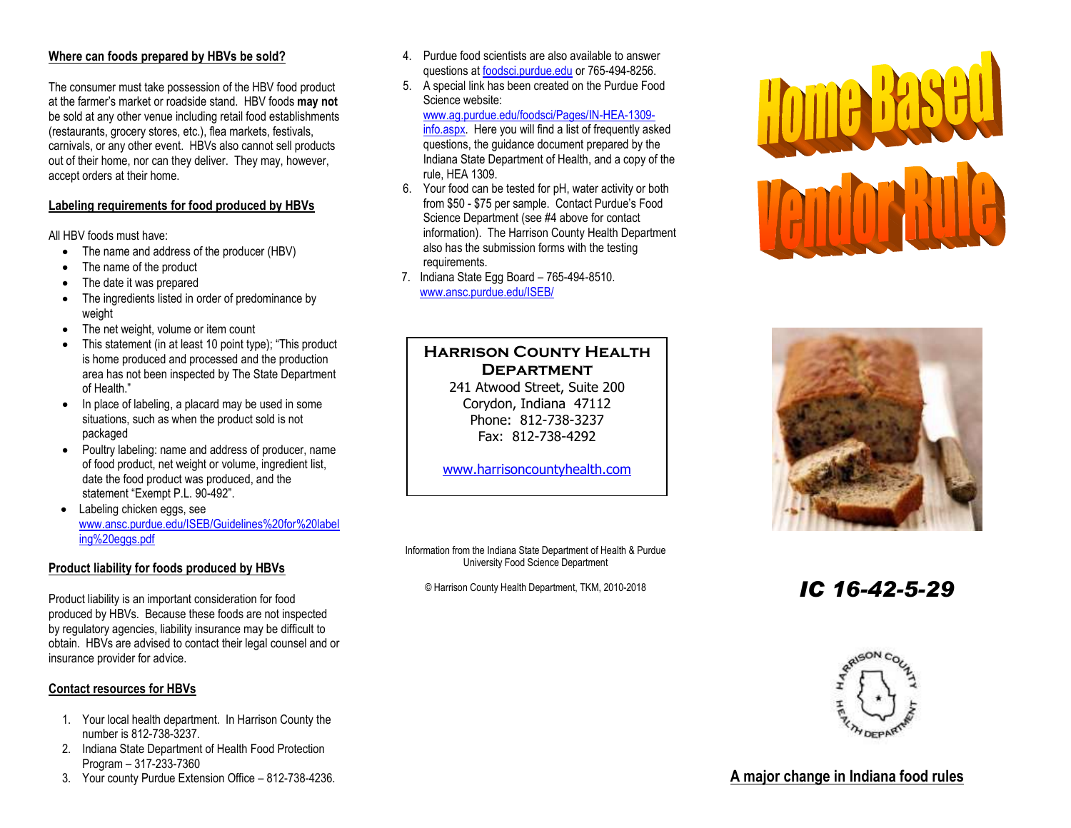## Where can foods prepared by HBVs be sold?

The consumer must take possession of the HBV food product at the farmer's market or roadside stand. HBV foods **may not** be sold at any other venue including retail food establishments (restaurants, grocery stores, etc.), flea markets, festivals, carnivals, or any other event. HBVs also cannot sell products out of their home, nor can they deliver. They may, however, accept orders at their home.

## Labeling requirements for food produced by HBVs

All HBV foods must have:

- The name and address of the producer (HBV)
- The name of the product
- The date it was prepared
- The ingredients listed in order of predominance by weight
- The net weight, volume or item count
- This statement (in at least 10 point type); "This product is home produced and processed and the production area has not been inspected by The State Department of Health."
- In place of labeling, a placard may be used in some situations, such as when the product sold is not packaged
- Poultry labeling: name and address of producer, name of food product, net weight or volume, ingredient list, date the food product was produced, and the statement "Exempt P.L. 90-492".
- Labeling chicken eggs, see www.ansc.purdue.edu/ISEB/Guidelines%20for%20labeling%20eggs.pdf

## Product liability for foods produced by HBVs

Product liability is an important consideration for food produced by HBVs. Because these foods are not inspected by regulatory agencies, liability insurance may be difficult to obtain. HBVs are advised to contact their legal counsel and or insurance provider for advice.

## Contact resources for HBVs

1. Your local health department. In Harrison County the number is 812-738-3237.
2. Indiana State Department of Health Food Protection Program – 317-233-7360
3. Your county Purdue Extension Office – 812-738-4236.
4. Purdue food scientists are also available to answer questions at foodsci.purdue.edu or 765-494-8256.
5. A special link has been created on the Purdue Food Science website: www.ag.purdue.edu/foodsci/Pages/IN-HEA-1309-info.aspx. Here you will find a list of frequently asked questions, the guidance document prepared by the Indiana State Department of Health, and a copy of the rule, HEA 1309.
6. Your food can be tested for pH, water activity or both from $50 - $75 per sample. Contact Purdue's Food Science Department (see #4 above for contact information). The Harrison County Health Department also has the submission forms with the testing requirements.
7. Indiana State Egg Board – 765-494-8510. www.ansc.purdue.edu/ISEB/

**Harrison County Health Department**
241 Atwood Street, Suite 200
Corydon, Indiana 47112
Phone: 812-738-3237
Fax: 812-738-4292

www.harrisoncountyhealth.com

Information from the Indiana State Department of Health & Purdue University Food Science Department

© Harrison County Health Department, TKM, 2010-2018

# Home Based Vendor Rule

*IC 16-42-5-29*

HARRISON COUNTY HEALTH DEPARTMENT

**A major change in Indiana food rules**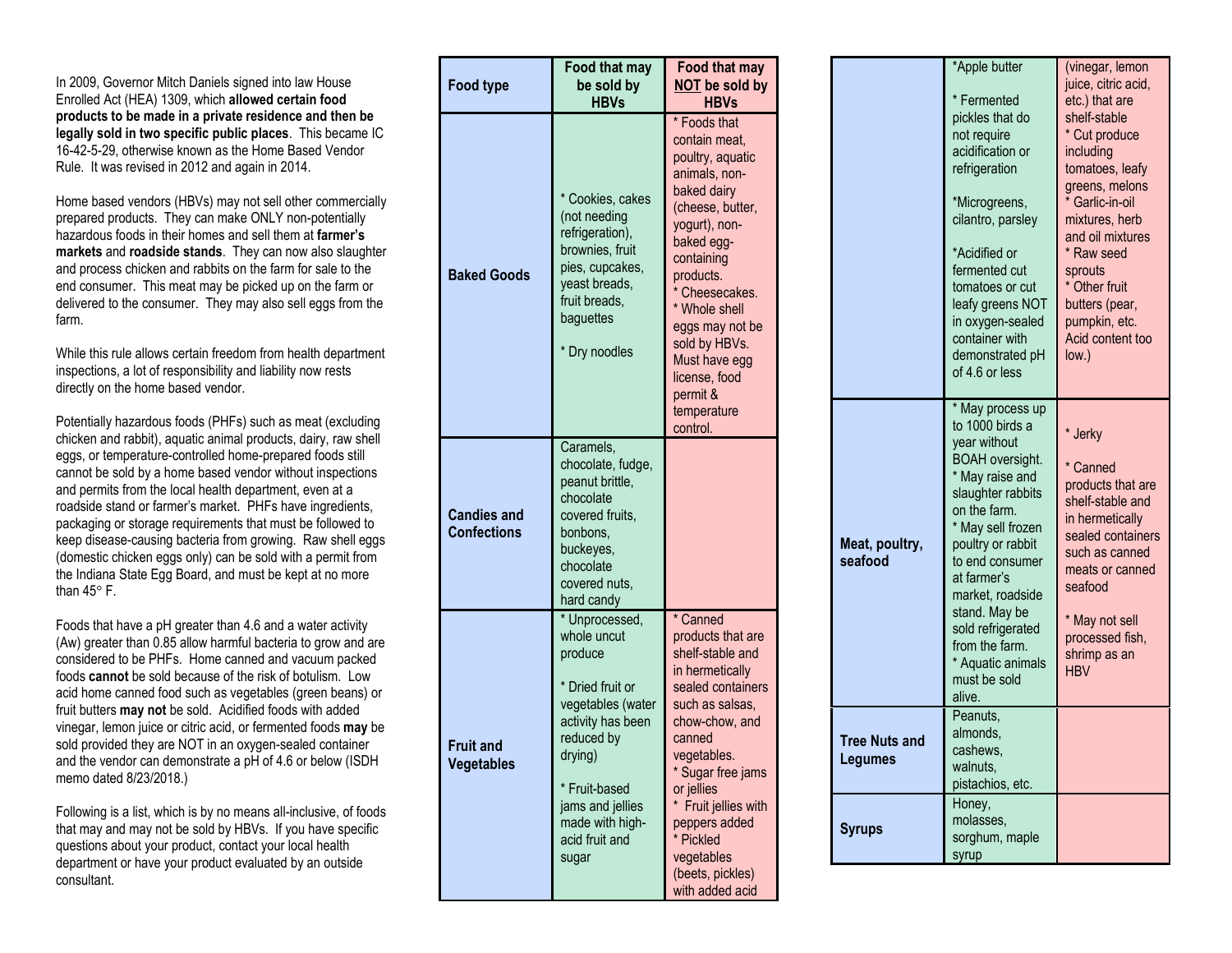In 2009, Governor Mitch Daniels signed into law House Enrolled Act (HEA) 1309, which **allowed certain food products to be made in a private residence and then be legally sold in two specific public places**. This became IC 16-42-5-29, otherwise known as the Home Based Vendor Rule. It was revised in 2012 and again in 2014.

Home based vendors (HBVs) may not sell other commercially prepared products. They can make ONLY non-potentially hazardous foods in their homes and sell them at **farmer's markets** and **roadside stands**. They can now also slaughter and process chicken and rabbits on the farm for sale to the end consumer. This meat may be picked up on the farm or delivered to the consumer. They may also sell eggs from the farm.

While this rule allows certain freedom from health department inspections, a lot of responsibility and liability now rests directly on the home based vendor.

Potentially hazardous foods (PHFs) such as meat (excluding chicken and rabbit), aquatic animal products, dairy, raw shell eggs, or temperature-controlled home-prepared foods still cannot be sold by a home based vendor without inspections and permits from the local health department, even at a roadside stand or farmer's market. PHFs have ingredients, packaging or storage requirements that must be followed to keep disease-causing bacteria from growing. Raw shell eggs (domestic chicken eggs only) can be sold with a permit from the Indiana State Egg Board, and must be kept at no more than 45° F.

Foods that have a pH greater than 4.6 and a water activity (Aw) greater than 0.85 allow harmful bacteria to grow and are considered to be PHFs. Home canned and vacuum packed foods **cannot** be sold because of the risk of botulism. Low acid home canned food such as vegetables (green beans) or fruit butters **may not** be sold. Acidified foods with added vinegar, lemon juice or citric acid, or fermented foods **may** be sold provided they are NOT in an oxygen-sealed container and the vendor can demonstrate a pH of 4.6 or below (ISDH memo dated 8/23/2018.)

Following is a list, which is by no means all-inclusive, of foods that may and may not be sold by HBVs. If you have specific questions about your product, contact your local health department or have your product evaluated by an outside consultant.

| Food type | Food that may be sold by HBVs | Food that may NOT be sold by HBVs |
|---|---|---|
| **Baked Goods** | * Cookies, cakes (not needing refrigeration), brownies, fruit pies, cupcakes, yeast breads, fruit breads, baguettes<br><br>* Dry noodles | * Foods that contain meat, poultry, aquatic animals, non-baked dairy (cheese, butter, yogurt), non-baked egg-containing products.<br>* Cheesecakes.<br>* Whole shell eggs may not be sold by HBVs. Must have egg license, food permit & temperature control. |
| **Candies and Confections** | Caramels, chocolate, fudge, peanut brittle, chocolate covered fruits, bonbons, buckeyes, chocolate covered nuts, hard candy | |
| **Fruit and Vegetables** | * Unprocessed, whole uncut produce<br><br>* Dried fruit or vegetables (water activity has been reduced by drying)<br><br>* Fruit-based jams and jellies made with high-acid fruit and sugar<br><br>*Apple butter<br><br>* Fermented pickles that do not require acidification or refrigeration<br><br>*Microgreens, cilantro, parsley<br><br>*Acidified or fermented cut tomatoes or cut leafy greens NOT in oxygen-sealed container with demonstrated pH of 4.6 or less | * Canned products that are shelf-stable and in hermetically sealed containers such as salsas, chow-chow, and canned vegetables.<br>* Sugar free jams or jellies<br>* Fruit jellies with peppers added<br>* Pickled vegetables (beets, pickles) with added acid (vinegar, lemon juice, citric acid, etc.) that are shelf-stable<br>* Cut produce including tomatoes, leafy greens, melons<br>* Garlic-in-oil mixtures, herb and oil mixtures<br>* Raw seed sprouts<br>* Other fruit butters (pear, pumpkin, etc. Acid content too low.) |
| **Meat, poultry, seafood** | * May process up to 1000 birds a year without BOAH oversight.<br>* May raise and slaughter rabbits on the farm.<br>* May sell frozen poultry or rabbit to end consumer at farmer's market, roadside stand. May be sold refrigerated from the farm.<br>* Aquatic animals must be sold alive. | * Jerky<br><br>* Canned products that are shelf-stable and in hermetically sealed containers such as canned meats or canned seafood<br><br>* May not sell processed fish, shrimp as an HBV |
| **Tree Nuts and Legumes** | Peanuts, almonds, cashews, walnuts, pistachios, etc. | |
| **Syrups** | Honey, molasses, sorghum, maple syrup | |